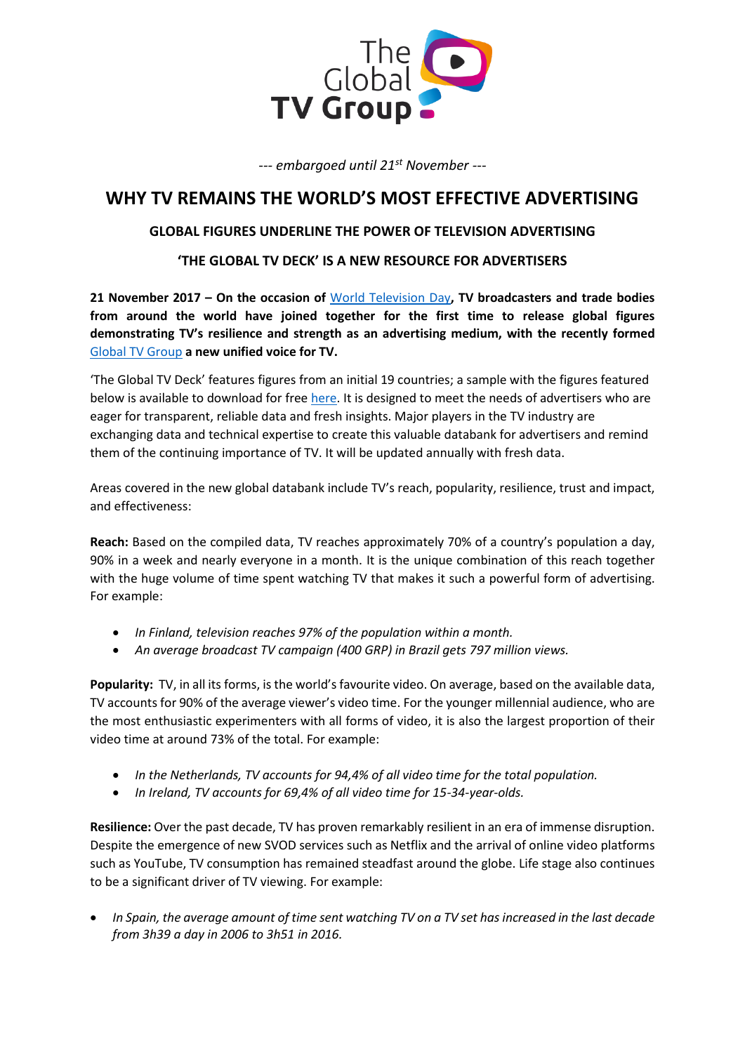--- *embargoed until 21st November* ---

# WHY TV REMAINS THE WORLD'S MOST EFFECTIVE ADVERTISING

### GLOBAL FIGURES UNDERLINE THE POWER OF TELEVISION ADVERTISING

### 'THE GLOBAL TV DECK' IS A NEW RESOURCE FOR ADVERTISERS

**21 November 2017 – On the occasion of** World Television Day**, TV broadcasters and trade bodies from around the world have joined together for the first time to release global figures demonstrating TV's resilience and strength as an advertising medium, with the recently formed** Global TV Group **a new unified voice for TV.**

'The Global TV Deck' features figures from an initial 19 countries; a sample with the figures featured below is available to download for free here. It is designed to meet the needs of advertisers who are eager for transparent, reliable data and fresh insights. Major players in the TV industry are exchanging data and technical expertise to create this valuable databank for advertisers and remind them of the continuing importance of TV. It will be updated annually with fresh data.

Areas covered in the new global databank include TV's reach, popularity, resilience, trust and impact, and effectiveness:

**Reach:** Based on the compiled data, TV reaches approximately 70% of a country's population a day, 90% in a week and nearly everyone in a month. It is the unique combination of this reach together with the huge volume of time spent watching TV that makes it such a powerful form of advertising. For example:

- *In Finland, television reaches 97% of the population within a month.*
- *An average broadcast TV campaign (400 GRP) in Brazil gets 797 million views.*

**Popularity:** TV, in all its forms, is the world's favourite video. On average, based on the available data, TV accounts for 90% of the average viewer's video time. For the younger millennial audience, who are the most enthusiastic experimenters with all forms of video, it is also the largest proportion of their video time at around 73% of the total. For example:

- *In the Netherlands, TV accounts for 94,4% of all video time for the total population.*
- *In Ireland, TV accounts for 69,4% of all video time for 15-34-year-olds.*

**Resilience:** Over the past decade, TV has proven remarkably resilient in an era of immense disruption. Despite the emergence of new SVOD services such as Netflix and the arrival of online video platforms such as YouTube, TV consumption has remained steadfast around the globe. Life stage also continues to be a significant driver of TV viewing. For example:

- *In Spain, the average amount of time sent watching TV on a TV set has increased in the last decade from 3h39 a day in 2006 to 3h51 in 2016.*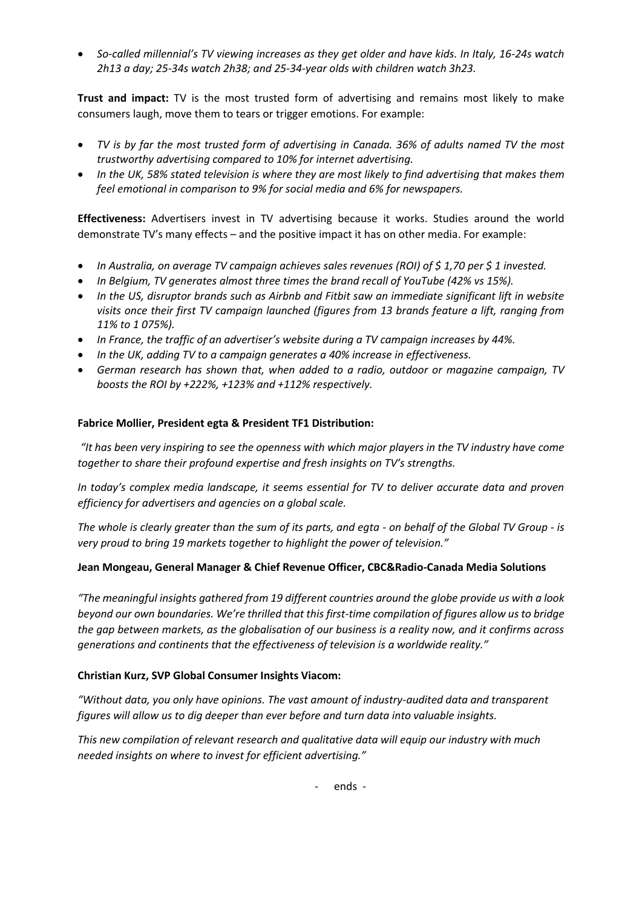- *So-called millennial's TV viewing increases as they get older and have kids. In Italy, 16-24s watch 2h13 a day; 25-34s watch 2h38; and 25-34-year olds with children watch 3h23.*

**Trust and impact:** TV is the most trusted form of advertising and remains most likely to make consumers laugh, move them to tears or trigger emotions. For example:

- *TV is by far the most trusted form of advertising in Canada. 36% of adults named TV the most trustworthy advertising compared to 10% for internet advertising.*
- *In the UK, 58% stated television is where they are most likely to find advertising that makes them feel emotional in comparison to 9% for social media and 6% for newspapers.*

**Effectiveness:** Advertisers invest in TV advertising because it works. Studies around the world demonstrate TV's many effects – and the positive impact it has on other media. For example:

- *In Australia, on average TV campaign achieves sales revenues (ROI) of $ 1,70 per $ 1 invested.*
- *In Belgium, TV generates almost three times the brand recall of YouTube (42% vs 15%).*
- *In the US, disruptor brands such as Airbnb and Fitbit saw an immediate significant lift in website visits once their first TV campaign launched (figures from 13 brands feature a lift, ranging from 11% to 1 075%).*
- *In France, the traffic of an advertiser's website during a TV campaign increases by 44%.*
- *In the UK, adding TV to a campaign generates a 40% increase in effectiveness.*
- *German research has shown that, when added to a radio, outdoor or magazine campaign, TV boosts the ROI by +222%, +123% and +112% respectively.*

**Fabrice Mollier, President egta & President TF1 Distribution:**

*"It has been very inspiring to see the openness with which major players in the TV industry have come together to share their profound expertise and fresh insights on TV's strengths.*

*In today's complex media landscape, it seems essential for TV to deliver accurate data and proven efficiency for advertisers and agencies on a global scale.*

*The whole is clearly greater than the sum of its parts, and egta - on behalf of the Global TV Group - is very proud to bring 19 markets together to highlight the power of television."*

**Jean Mongeau, General Manager & Chief Revenue Officer, CBC&Radio-Canada Media Solutions**

*"The meaningful insights gathered from 19 different countries around the globe provide us with a look beyond our own boundaries. We're thrilled that this first-time compilation of figures allow us to bridge the gap between markets, as the globalisation of our business is a reality now, and it confirms across generations and continents that the effectiveness of television is a worldwide reality."*

**Christian Kurz, SVP Global Consumer Insights Viacom:**

*"Without data, you only have opinions. The vast amount of industry-audited data and transparent figures will allow us to dig deeper than ever before and turn data into valuable insights.*

*This new compilation of relevant research and qualitative data will equip our industry with much needed insights on where to invest for efficient advertising."*

- ends -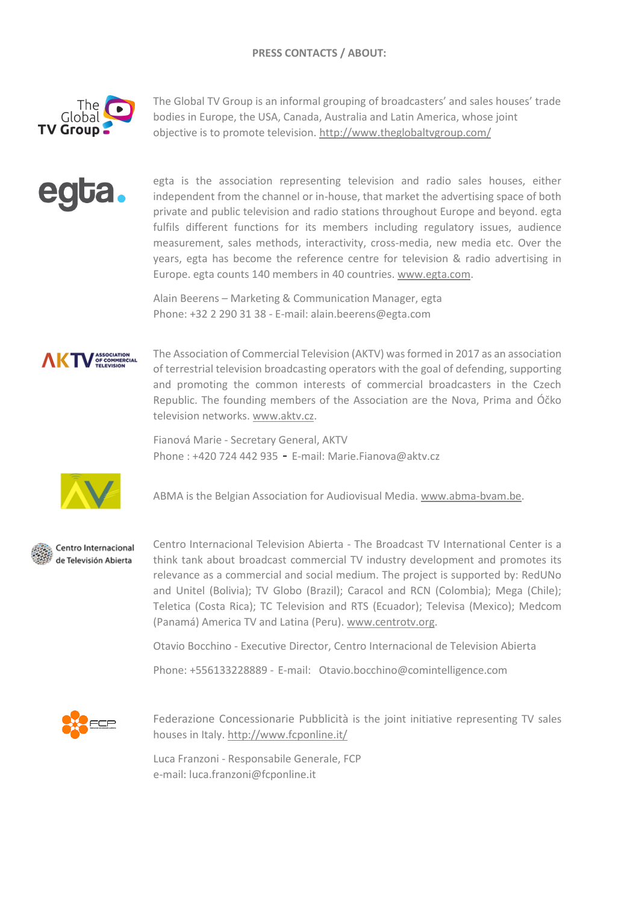**PRESS CONTACTS / ABOUT:**

The Global TV Group is an informal grouping of broadcasters' and sales houses' trade bodies in Europe, the USA, Canada, Australia and Latin America, whose joint objective is to promote television. http://www.theglobaltvgroup.com/

egta is the association representing television and radio sales houses, either independent from the channel or in-house, that market the advertising space of both private and public television and radio stations throughout Europe and beyond. egta fulfils different functions for its members including regulatory issues, audience measurement, sales methods, interactivity, cross-media, new media etc. Over the years, egta has become the reference centre for television & radio advertising in Europe. egta counts 140 members in 40 countries. www.egta.com.

Alain Beerens – Marketing & Communication Manager, egta
Phone: +32 2 290 31 38 - E-mail: alain.beerens@egta.com

The Association of Commercial Television (AKTV) was formed in 2017 as an association of terrestrial television broadcasting operators with the goal of defending, supporting and promoting the common interests of commercial broadcasters in the Czech Republic. The founding members of the Association are the Nova, Prima and Óčko television networks. www.aktv.cz.

Fianová Marie - Secretary General, AKTV
Phone : +420 724 442 935 - E-mail: Marie.Fianova@aktv.cz

ABMA is the Belgian Association for Audiovisual Media. www.abma-bvam.be.

Centro Internacional Television Abierta - The Broadcast TV International Center is a think tank about broadcast commercial TV industry development and promotes its relevance as a commercial and social medium. The project is supported by: RedUNo and Unitel (Bolivia); TV Globo (Brazil); Caracol and RCN (Colombia); Mega (Chile); Teletica (Costa Rica); TC Television and RTS (Ecuador); Televisa (Mexico); Medcom (Panamá) America TV and Latina (Peru). www.centrotv.org.

Otavio Bocchino - Executive Director, Centro Internacional de Television Abierta

Phone: +556133228889 - E-mail: Otavio.bocchino@comintelligence.com

Federazione Concessionarie Pubblicità is the joint initiative representing TV sales houses in Italy. http://www.fcponline.it/

Luca Franzoni - Responsabile Generale, FCP
e-mail: luca.franzoni@fcponline.it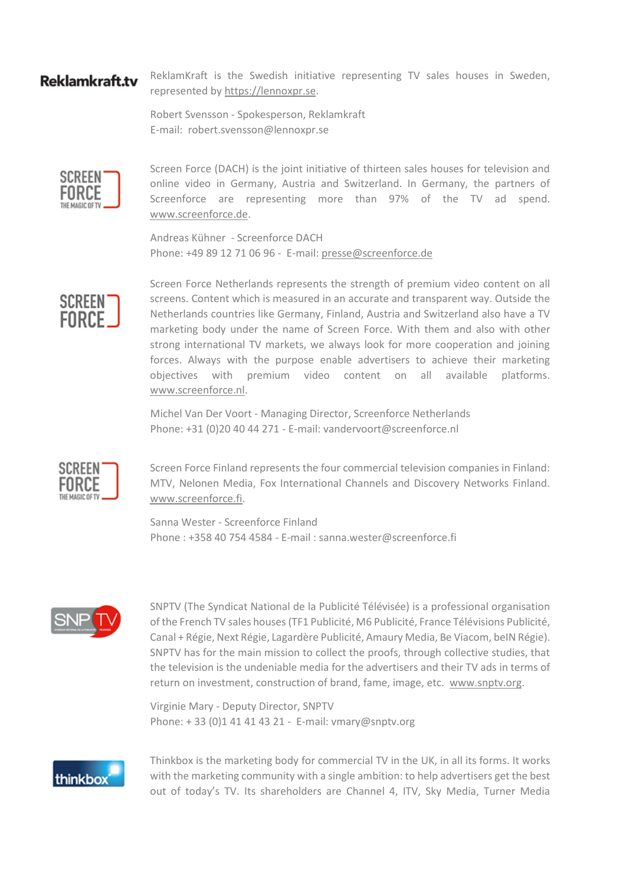ReklamKraft is the Swedish initiative representing TV sales houses in Sweden, represented by https://lennoxpr.se.

Robert Svensson - Spokesperson, Reklamkraft
E-mail: robert.svensson@lennoxpr.se

Screen Force (DACH) is the joint initiative of thirteen sales houses for television and online video in Germany, Austria and Switzerland. In Germany, the partners of Screenforce are representing more than 97% of the TV ad spend. www.screenforce.de.

Andreas Kühner - Screenforce DACH
Phone: +49 89 12 71 06 96 - E-mail: presse@screenforce.de

Screen Force Netherlands represents the strength of premium video content on all screens. Content which is measured in an accurate and transparent way. Outside the Netherlands countries like Germany, Finland, Austria and Switzerland also have a TV marketing body under the name of Screen Force. With them and also with other strong international TV markets, we always look for more cooperation and joining forces. Always with the purpose enable advertisers to achieve their marketing objectives with premium video content on all available platforms. www.screenforce.nl.

Michel Van Der Voort - Managing Director, Screenforce Netherlands
Phone: +31 (0)20 40 44 271 - E-mail: vandervoort@screenforce.nl

Screen Force Finland represents the four commercial television companies in Finland: MTV, Nelonen Media, Fox International Channels and Discovery Networks Finland. www.screenforce.fi.

Sanna Wester - Screenforce Finland
Phone : +358 40 754 4584 - E-mail : sanna.wester@screenforce.fi

SNPTV (The Syndicat National de la Publicité Télévisée) is a professional organisation of the French TV sales houses (TF1 Publicité, M6 Publicité, France Télévisions Publicité, Canal + Régie, Next Régie, Lagardère Publicité, Amaury Media, Be Viacom, beIN Régie). SNPTV has for the main mission to collect the proofs, through collective studies, that the television is the undeniable media for the advertisers and their TV ads in terms of return on investment, construction of brand, fame, image, etc. www.snptv.org.

Virginie Mary - Deputy Director, SNPTV
Phone: + 33 (0)1 41 41 43 21 - E-mail: vmary@snptv.org

Thinkbox is the marketing body for commercial TV in the UK, in all its forms. It works with the marketing community with a single ambition: to help advertisers get the best out of today's TV. Its shareholders are Channel 4, ITV, Sky Media, Turner Media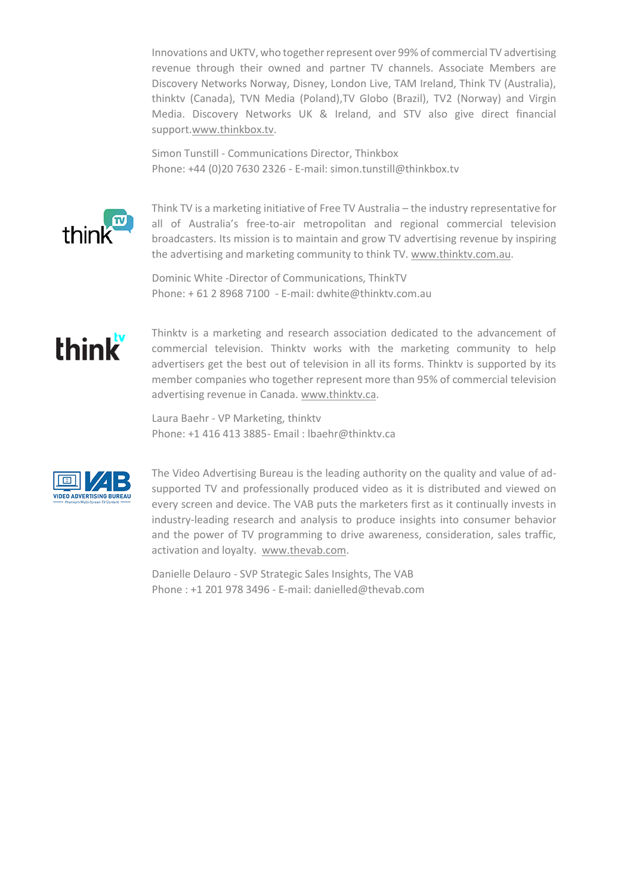Innovations and UKTV, who together represent over 99% of commercial TV advertising revenue through their owned and partner TV channels. Associate Members are Discovery Networks Norway, Disney, London Live, TAM Ireland, Think TV (Australia), thinktv (Canada), TVN Media (Poland),TV Globo (Brazil), TV2 (Norway) and Virgin Media. Discovery Networks UK & Ireland, and STV also give direct financial support.www.thinkbox.tv.

Simon Tunstill - Communications Director, Thinkbox
Phone: +44 (0)20 7630 2326 - E-mail: simon.tunstill@thinkbox.tv

Think TV is a marketing initiative of Free TV Australia – the industry representative for all of Australia's free-to-air metropolitan and regional commercial television broadcasters. Its mission is to maintain and grow TV advertising revenue by inspiring the advertising and marketing community to think TV. www.thinktv.com.au.

Dominic White -Director of Communications, ThinkTV
Phone: + 61 2 8968 7100 - E-mail: dwhite@thinktv.com.au

Thinktv is a marketing and research association dedicated to the advancement of commercial television. Thinktv works with the marketing community to help advertisers get the best out of television in all its forms. Thinktv is supported by its member companies who together represent more than 95% of commercial television advertising revenue in Canada. www.thinktv.ca.

Laura Baehr - VP Marketing, thinktv
Phone: +1 416 413 3885- Email : lbaehr@thinktv.ca

The Video Advertising Bureau is the leading authority on the quality and value of ad-supported TV and professionally produced video as it is distributed and viewed on every screen and device. The VAB puts the marketers first as it continually invests in industry-leading research and analysis to produce insights into consumer behavior and the power of TV programming to drive awareness, consideration, sales traffic, activation and loyalty. www.thevab.com.

Danielle Delauro - SVP Strategic Sales Insights, The VAB
Phone : +1 201 978 3496 - E-mail: danielled@thevab.com